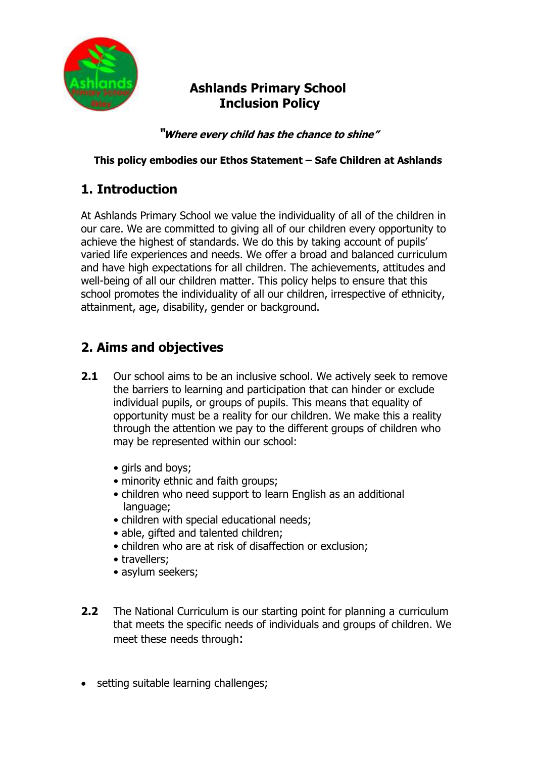# Ashlands Primary School
# Inclusion Policy

***"Where every child has the chance to shine"***

**This policy embodies our Ethos Statement – Safe Children at Ashlands**

## 1. Introduction

At Ashlands Primary School we value the individuality of all of the children in our care. We are committed to giving all of our children every opportunity to achieve the highest of standards. We do this by taking account of pupils' varied life experiences and needs. We offer a broad and balanced curriculum and have high expectations for all children. The achievements, attitudes and well-being of all our children matter. This policy helps to ensure that this school promotes the individuality of all our children, irrespective of ethnicity, attainment, age, disability, gender or background.

## 2. Aims and objectives

**2.1** Our school aims to be an inclusive school. We actively seek to remove the barriers to learning and participation that can hinder or exclude individual pupils, or groups of pupils. This means that equality of opportunity must be a reality for our children. We make this a reality through the attention we pay to the different groups of children who may be represented within our school:

- girls and boys;
- minority ethnic and faith groups;
- children who need support to learn English as an additional language;
- children with special educational needs;
- able, gifted and talented children;
- children who are at risk of disaffection or exclusion;
- travellers;
- asylum seekers;

**2.2** The National Curriculum is our starting point for planning a curriculum that meets the specific needs of individuals and groups of children. We meet these needs through:

- setting suitable learning challenges;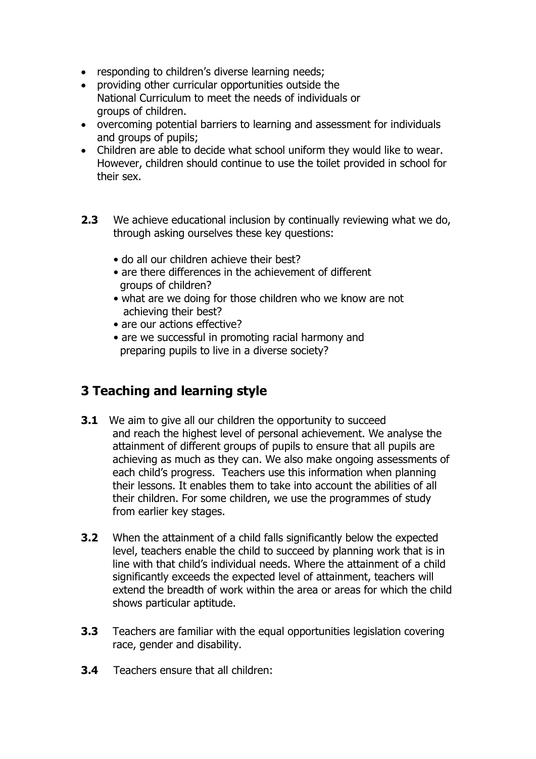- responding to children's diverse learning needs;
- providing other curricular opportunities outside the National Curriculum to meet the needs of individuals or groups of children.
- overcoming potential barriers to learning and assessment for individuals and groups of pupils;
- Children are able to decide what school uniform they would like to wear. However, children should continue to use the toilet provided in school for their sex.

**2.3** We achieve educational inclusion by continually reviewing what we do, through asking ourselves these key questions:

- do all our children achieve their best?
- are there differences in the achievement of different groups of children?
- what are we doing for those children who we know are not achieving their best?
- are our actions effective?
- are we successful in promoting racial harmony and preparing pupils to live in a diverse society?

## 3 Teaching and learning style

**3.1** We aim to give all our children the opportunity to succeed and reach the highest level of personal achievement. We analyse the attainment of different groups of pupils to ensure that all pupils are achieving as much as they can. We also make ongoing assessments of each child's progress. Teachers use this information when planning their lessons. It enables them to take into account the abilities of all their children. For some children, we use the programmes of study from earlier key stages.

**3.2** When the attainment of a child falls significantly below the expected level, teachers enable the child to succeed by planning work that is in line with that child's individual needs. Where the attainment of a child significantly exceeds the expected level of attainment, teachers will extend the breadth of work within the area or areas for which the child shows particular aptitude.

**3.3** Teachers are familiar with the equal opportunities legislation covering race, gender and disability.

**3.4** Teachers ensure that all children: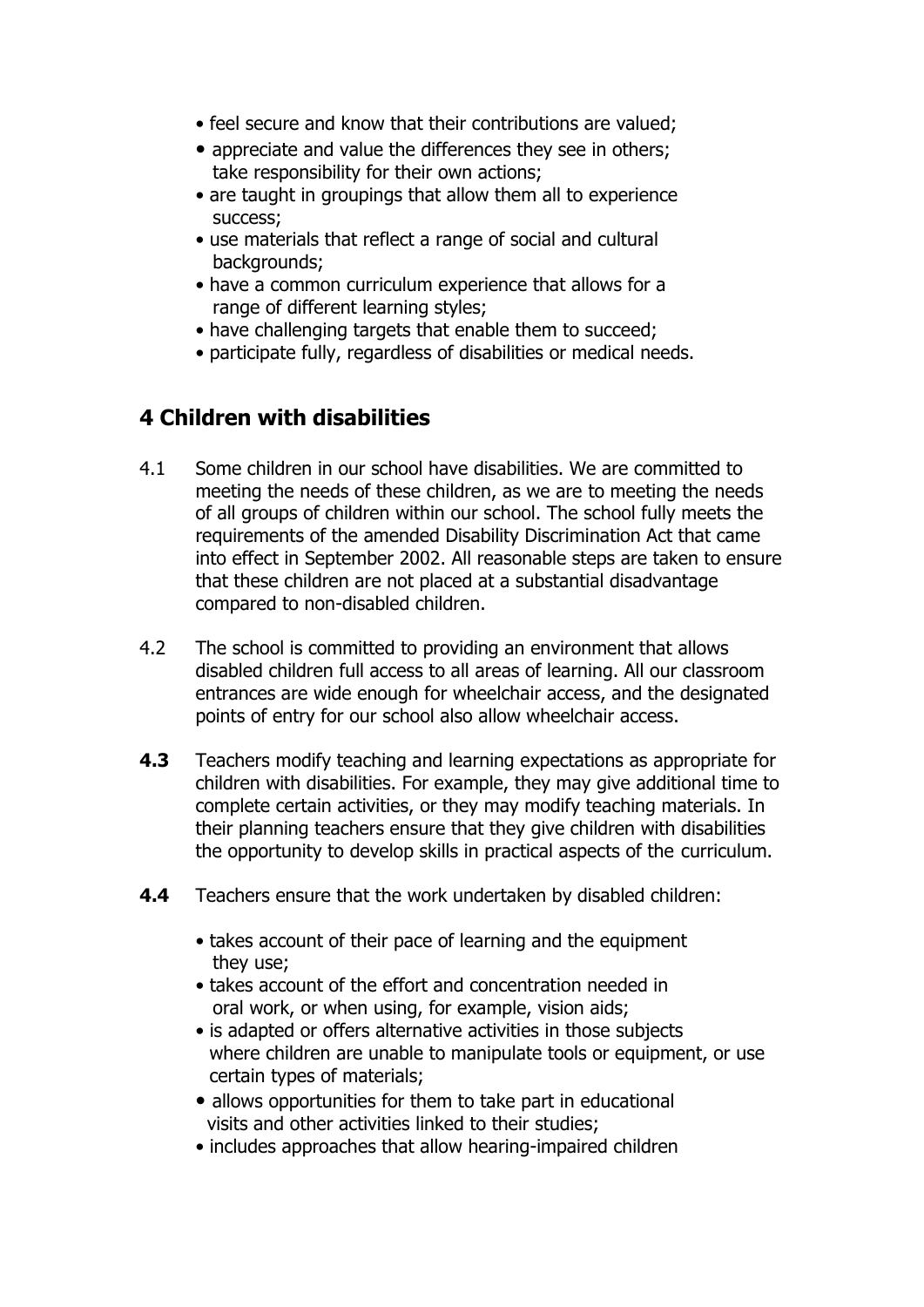- feel secure and know that their contributions are valued;
- appreciate and value the differences they see in others; take responsibility for their own actions;
- are taught in groupings that allow them all to experience success;
- use materials that reflect a range of social and cultural backgrounds;
- have a common curriculum experience that allows for a range of different learning styles;
- have challenging targets that enable them to succeed;
- participate fully, regardless of disabilities or medical needs.

## 4 Children with disabilities

4.1 Some children in our school have disabilities. We are committed to meeting the needs of these children, as we are to meeting the needs of all groups of children within our school. The school fully meets the requirements of the amended Disability Discrimination Act that came into effect in September 2002. All reasonable steps are taken to ensure that these children are not placed at a substantial disadvantage compared to non-disabled children.

4.2 The school is committed to providing an environment that allows disabled children full access to all areas of learning. All our classroom entrances are wide enough for wheelchair access, and the designated points of entry for our school also allow wheelchair access.

**4.3** Teachers modify teaching and learning expectations as appropriate for children with disabilities. For example, they may give additional time to complete certain activities, or they may modify teaching materials. In their planning teachers ensure that they give children with disabilities the opportunity to develop skills in practical aspects of the curriculum.

**4.4** Teachers ensure that the work undertaken by disabled children:

- takes account of their pace of learning and the equipment they use;
- takes account of the effort and concentration needed in oral work, or when using, for example, vision aids;
- is adapted or offers alternative activities in those subjects where children are unable to manipulate tools or equipment, or use certain types of materials;
- allows opportunities for them to take part in educational visits and other activities linked to their studies;
- includes approaches that allow hearing-impaired children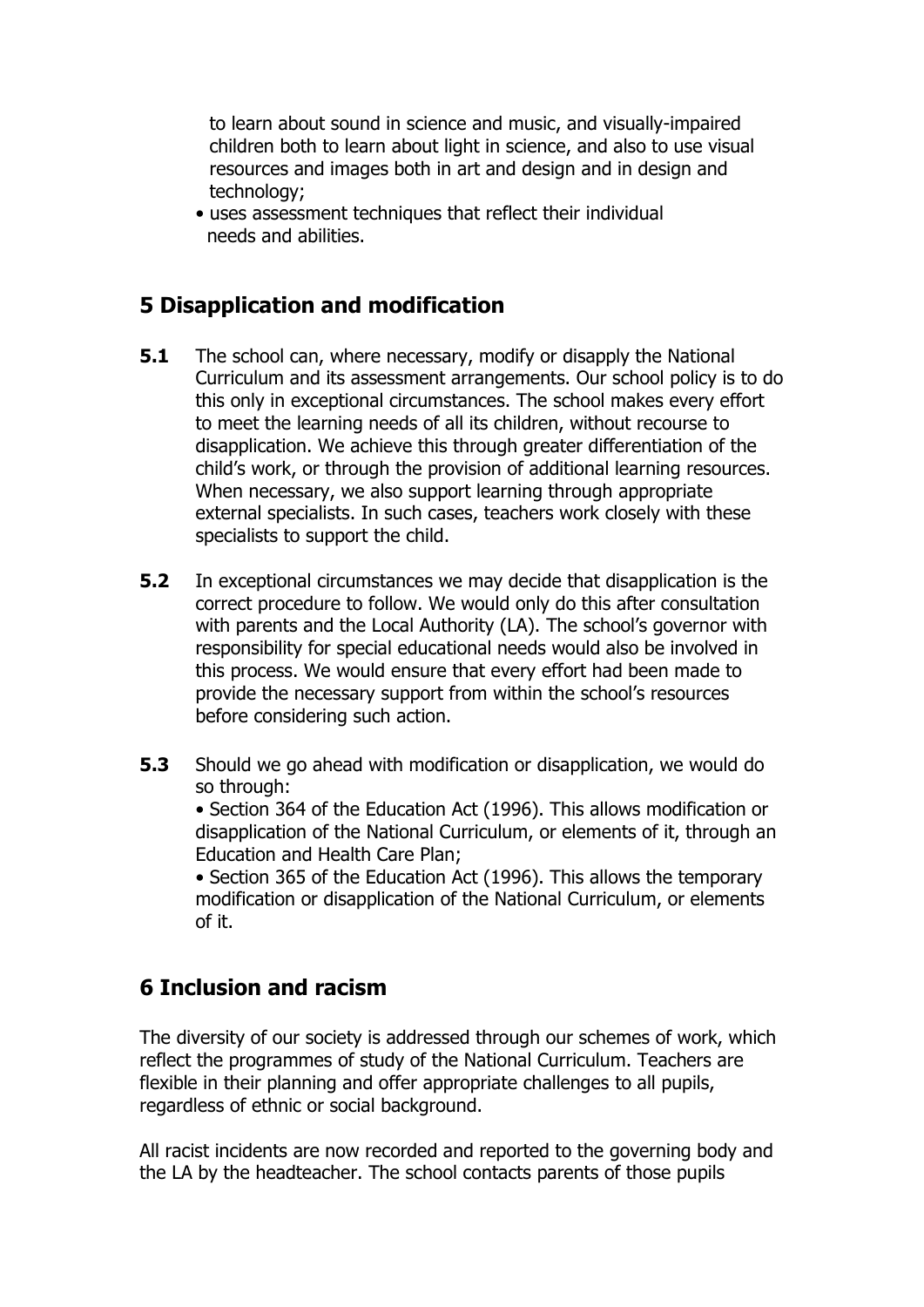to learn about sound in science and music, and visually-impaired children both to learn about light in science, and also to use visual resources and images both in art and design and in design and technology;

- uses assessment techniques that reflect their individual needs and abilities.

## 5 Disapplication and modification

**5.1** The school can, where necessary, modify or disapply the National Curriculum and its assessment arrangements. Our school policy is to do this only in exceptional circumstances. The school makes every effort to meet the learning needs of all its children, without recourse to disapplication. We achieve this through greater differentiation of the child's work, or through the provision of additional learning resources. When necessary, we also support learning through appropriate external specialists. In such cases, teachers work closely with these specialists to support the child.

**5.2** In exceptional circumstances we may decide that disapplication is the correct procedure to follow. We would only do this after consultation with parents and the Local Authority (LA). The school's governor with responsibility for special educational needs would also be involved in this process. We would ensure that every effort had been made to provide the necessary support from within the school's resources before considering such action.

**5.3** Should we go ahead with modification or disapplication, we would do so through:

- Section 364 of the Education Act (1996). This allows modification or disapplication of the National Curriculum, or elements of it, through an Education and Health Care Plan;
- Section 365 of the Education Act (1996). This allows the temporary modification or disapplication of the National Curriculum, or elements of it.

## 6 Inclusion and racism

The diversity of our society is addressed through our schemes of work, which reflect the programmes of study of the National Curriculum. Teachers are flexible in their planning and offer appropriate challenges to all pupils, regardless of ethnic or social background.

All racist incidents are now recorded and reported to the governing body and the LA by the headteacher. The school contacts parents of those pupils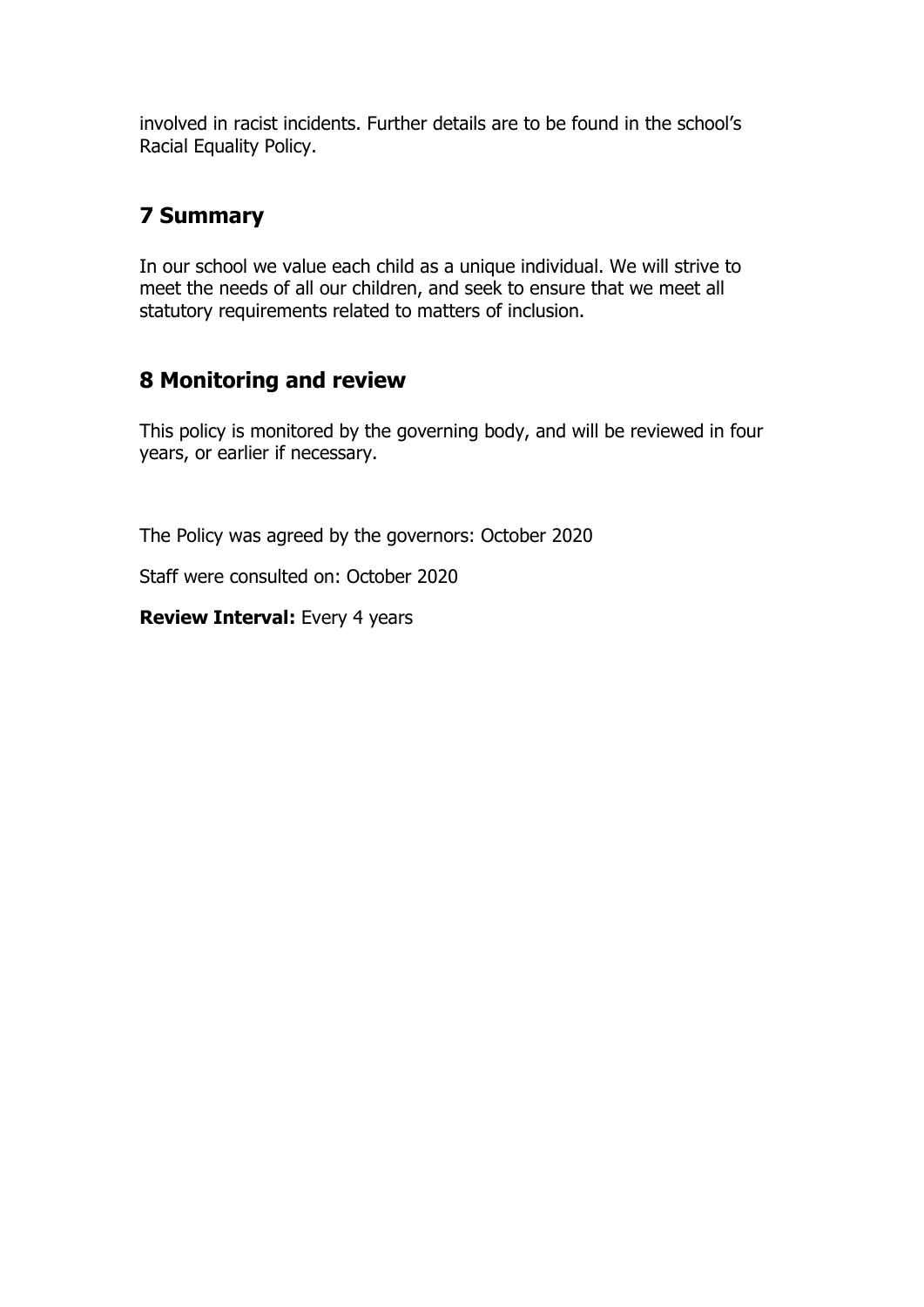involved in racist incidents. Further details are to be found in the school's Racial Equality Policy.

## 7 Summary

In our school we value each child as a unique individual. We will strive to meet the needs of all our children, and seek to ensure that we meet all statutory requirements related to matters of inclusion.

## 8 Monitoring and review

This policy is monitored by the governing body, and will be reviewed in four years, or earlier if necessary.

The Policy was agreed by the governors: October 2020

Staff were consulted on: October 2020

**Review Interval:** Every 4 years